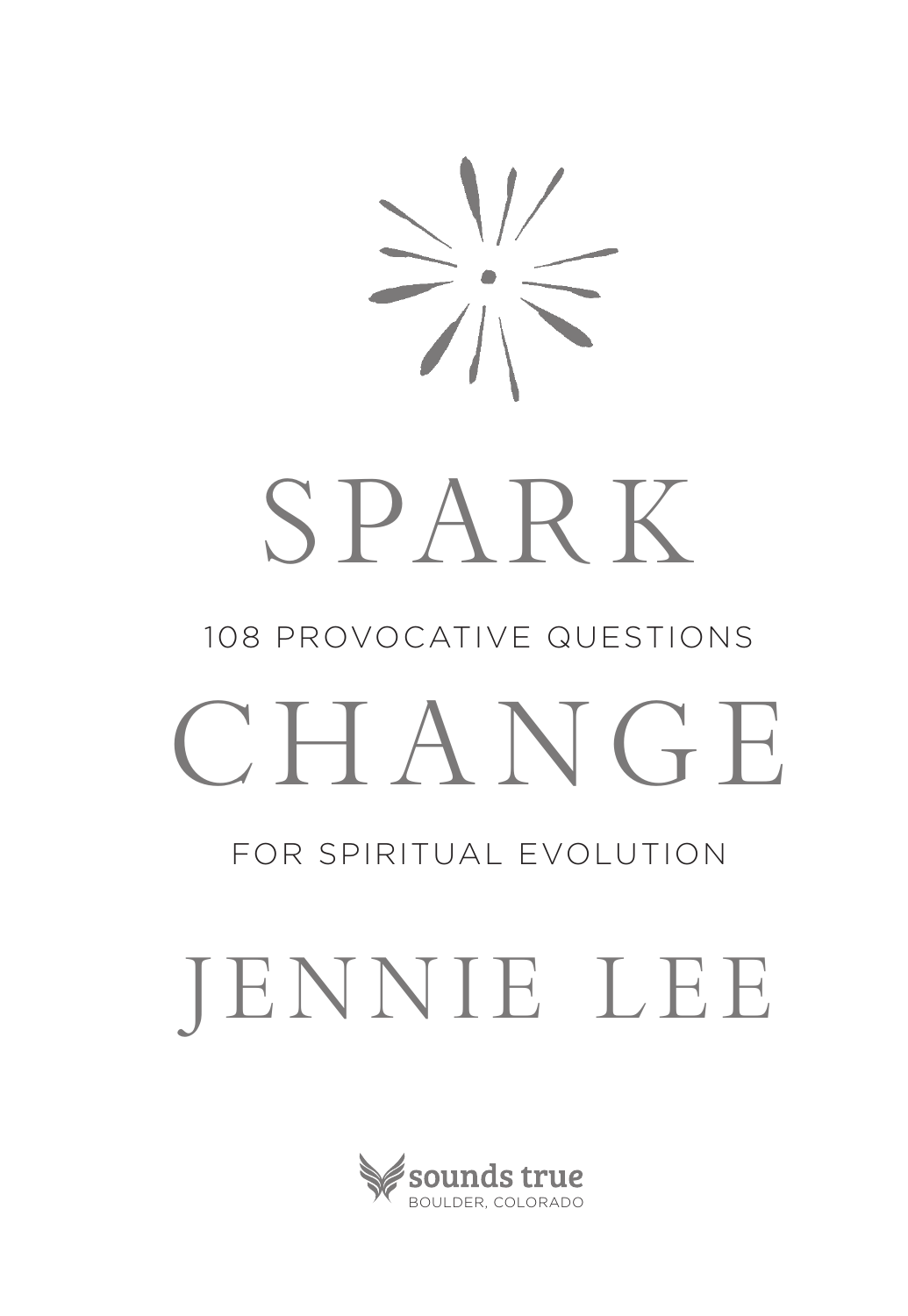# SPARK CHANGE

## 108 PROVOCATIVE QUESTIONS FOR SPIRITUAL EVOLUTION

## JENNIE LEE

sounds true
BOULDER, COLORADO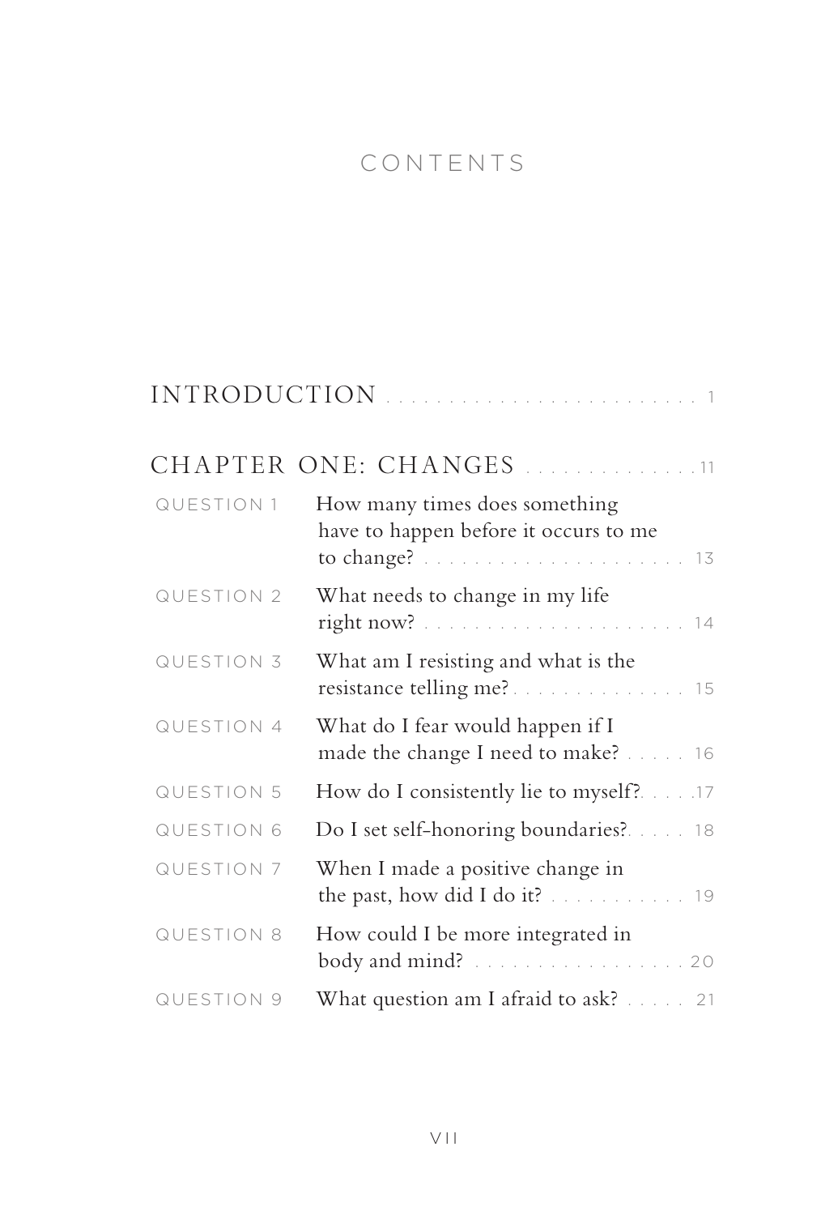# CONTENTS

**INTRODUCTION** . . . . . . . . . . . . . . . . . . . . . . . . . . 1

**CHAPTER ONE: CHANGES** . . . . . . . . . . . . . . . 11

| | | |
|---|---|---|
| QUESTION 1 | How many times does something have to happen before it occurs to me to change? | 13 |
| QUESTION 2 | What needs to change in my life right now? | 14 |
| QUESTION 3 | What am I resisting and what is the resistance telling me? | 15 |
| QUESTION 4 | What do I fear would happen if I made the change I need to make? | 16 |
| QUESTION 5 | How do I consistently lie to myself? | 17 |
| QUESTION 6 | Do I set self-honoring boundaries? | 18 |
| QUESTION 7 | When I made a positive change in the past, how did I do it? | 19 |
| QUESTION 8 | How could I be more integrated in body and mind? | 20 |
| QUESTION 9 | What question am I afraid to ask? | 21 |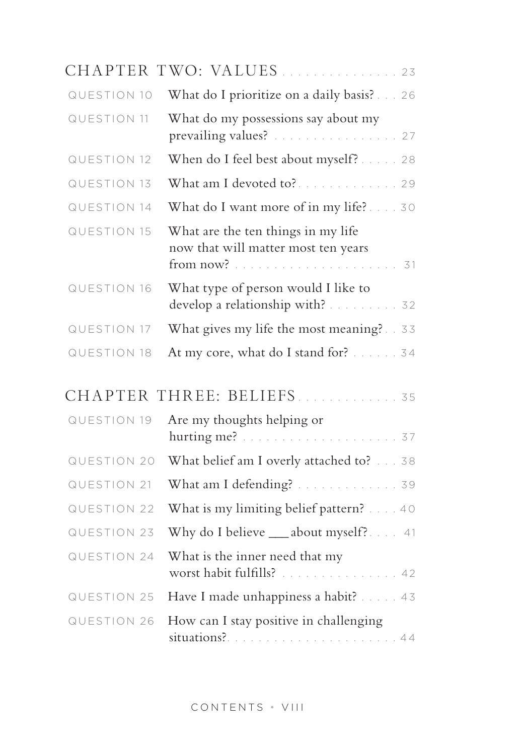## CHAPTER TWO: VALUES . . . . . . . . . . . . . . . . 23

| | | |
|---|---|---|
| QUESTION 10 | What do I prioritize on a daily basis? | 26 |
| QUESTION 11 | What do my possessions say about my prevailing values? | 27 |
| QUESTION 12 | When do I feel best about myself? | 28 |
| QUESTION 13 | What am I devoted to? | 29 |
| QUESTION 14 | What do I want more of in my life? | 30 |
| QUESTION 15 | What are the ten things in my life now that will matter most ten years from now? | 31 |
| QUESTION 16 | What type of person would I like to develop a relationship with? | 32 |
| QUESTION 17 | What gives my life the most meaning? | 33 |
| QUESTION 18 | At my core, what do I stand for? | 34 |

## CHAPTER THREE: BELIEFS . . . . . . . . . . . . . . 35

| | | |
|---|---|---|
| QUESTION 19 | Are my thoughts helping or hurting me? | 37 |
| QUESTION 20 | What belief am I overly attached to? | 38 |
| QUESTION 21 | What am I defending? | 39 |
| QUESTION 22 | What is my limiting belief pattern? | 40 |
| QUESTION 23 | Why do I believe ___ about myself? | 41 |
| QUESTION 24 | What is the inner need that my worst habit fulfills? | 42 |
| QUESTION 25 | Have I made unhappiness a habit? | 43 |
| QUESTION 26 | How can I stay positive in challenging situations? | 44 |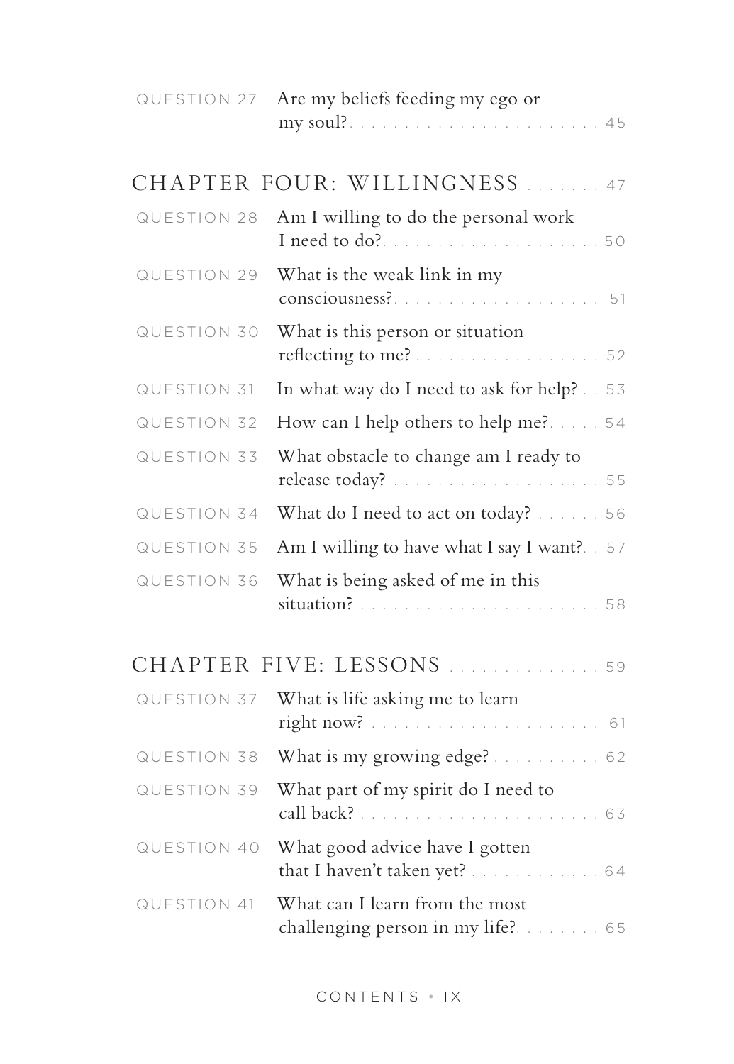| | | |
|---|---|---|
| QUESTION 27 | Are my beliefs feeding my ego or my soul? | 45 |

## CHAPTER FOUR: WILLINGNESS . . . . . . . 47

| | | |
|---|---|---|
| QUESTION 28 | Am I willing to do the personal work I need to do? | 50 |
| QUESTION 29 | What is the weak link in my consciousness? | 51 |
| QUESTION 30 | What is this person or situation reflecting to me? | 52 |
| QUESTION 31 | In what way do I need to ask for help? | 53 |
| QUESTION 32 | How can I help others to help me? | 54 |
| QUESTION 33 | What obstacle to change am I ready to release today? | 55 |
| QUESTION 34 | What do I need to act on today? | 56 |
| QUESTION 35 | Am I willing to have what I say I want? | 57 |
| QUESTION 36 | What is being asked of me in this situation? | 58 |

## CHAPTER FIVE: LESSONS . . . . . . . . . . . . . . 59

| | | |
|---|---|---|
| QUESTION 37 | What is life asking me to learn right now? | 61 |
| QUESTION 38 | What is my growing edge? | 62 |
| QUESTION 39 | What part of my spirit do I need to call back? | 63 |
| QUESTION 40 | What good advice have I gotten that I haven't taken yet? | 64 |
| QUESTION 41 | What can I learn from the most challenging person in my life? | 65 |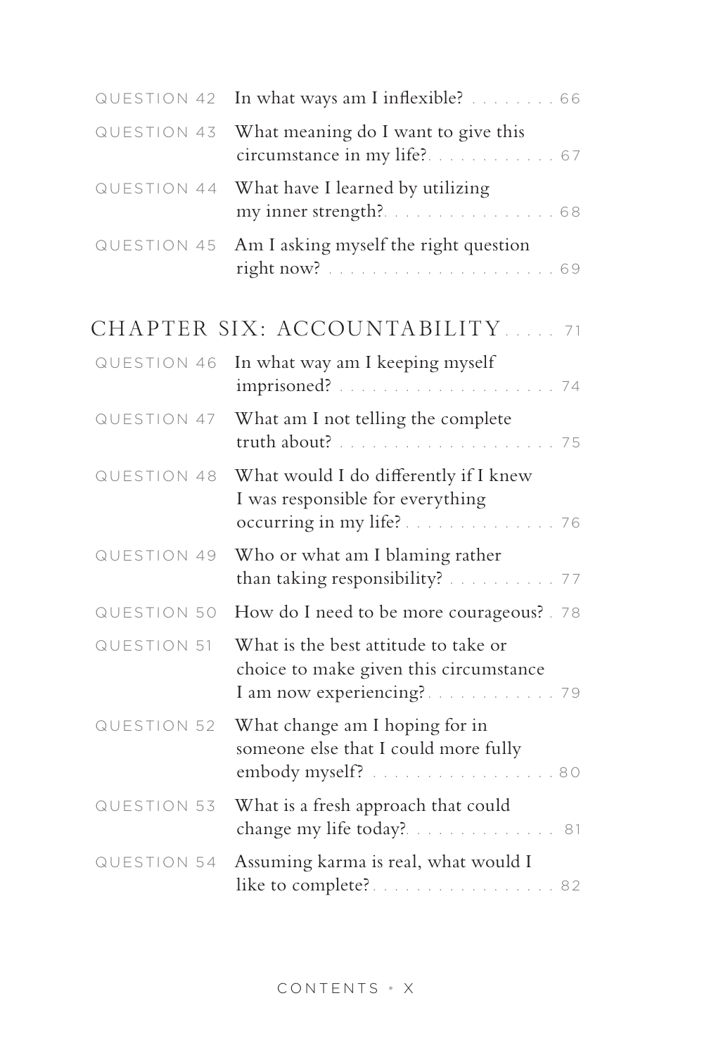QUESTION 42 In what ways am I inflexible? . . . . . . . . 66

QUESTION 43 What meaning do I want to give this circumstance in my life? . . . . . . . . . . . . 67

QUESTION 44 What have I learned by utilizing my inner strength? . . . . . . . . . . . . . . . . 68

QUESTION 45 Am I asking myself the right question right now? . . . . . . . . . . . . . . . . . . . . . 69

## CHAPTER SIX: ACCOUNTABILITY . . . . . 71

QUESTION 46 In what way am I keeping myself imprisoned? . . . . . . . . . . . . . . . . . . . . 74

QUESTION 47 What am I not telling the complete truth about? . . . . . . . . . . . . . . . . . . . . 75

QUESTION 48 What would I do differently if I knew I was responsible for everything occurring in my life? . . . . . . . . . . . . . . 76

QUESTION 49 Who or what am I blaming rather than taking responsibility? . . . . . . . . . . 77

QUESTION 50 How do I need to be more courageous? . 78

QUESTION 51 What is the best attitude to take or choice to make given this circumstance I am now experiencing? . . . . . . . . . . . . 79

QUESTION 52 What change am I hoping for in someone else that I could more fully embody myself? . . . . . . . . . . . . . . . . . . 80

QUESTION 53 What is a fresh approach that could change my life today? . . . . . . . . . . . . . . 81

QUESTION 54 Assuming karma is real, what would I like to complete? . . . . . . . . . . . . . . . . . 82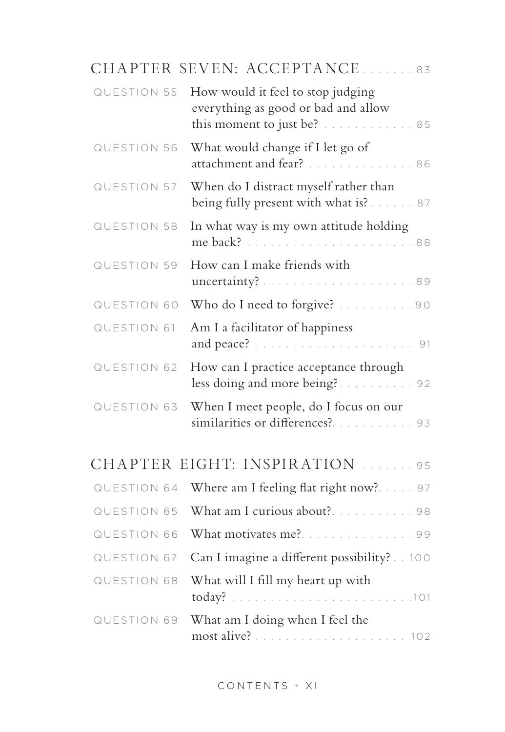## CHAPTER SEVEN: ACCEPTANCE ....... 83

| | | |
|---|---|---|
| QUESTION 55 | How would it feel to stop judging everything as good or bad and allow this moment to just be? | 85 |
| QUESTION 56 | What would change if I let go of attachment and fear? | 86 |
| QUESTION 57 | When do I distract myself rather than being fully present with what is? | 87 |
| QUESTION 58 | In what way is my own attitude holding me back? | 88 |
| QUESTION 59 | How can I make friends with uncertainty? | 89 |
| QUESTION 60 | Who do I need to forgive? | 90 |
| QUESTION 61 | Am I a facilitator of happiness and peace? | 91 |
| QUESTION 62 | How can I practice acceptance through less doing and more being? | 92 |
| QUESTION 63 | When I meet people, do I focus on our similarities or differences? | 93 |

## CHAPTER EIGHT: INSPIRATION ....... 95

| | | |
|---|---|---|
| QUESTION 64 | Where am I feeling flat right now? | 97 |
| QUESTION 65 | What am I curious about? | 98 |
| QUESTION 66 | What motivates me? | 99 |
| QUESTION 67 | Can I imagine a different possibility? | 100 |
| QUESTION 68 | What will I fill my heart up with today? | 101 |
| QUESTION 69 | What am I doing when I feel the most alive? | 102 |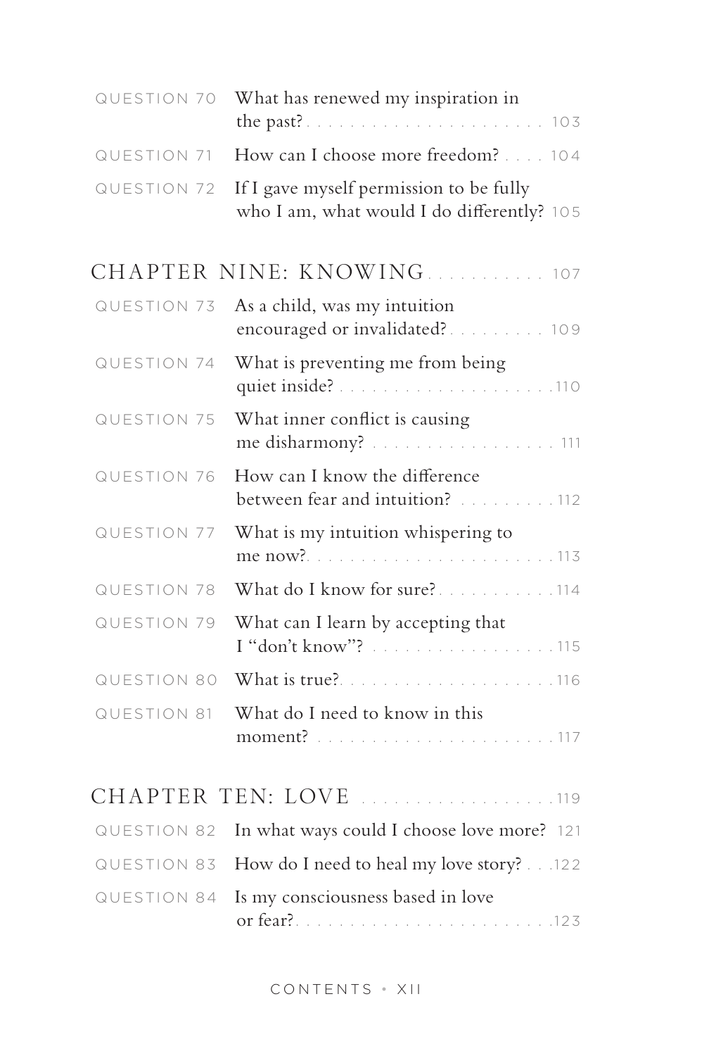QUESTION 70 What has renewed my inspiration in the past? . . . . . . . . . . . . . . . . . . . . . . 103

QUESTION 71 How can I choose more freedom? . . . . 104

QUESTION 72 If I gave myself permission to be fully who I am, what would I do differently? 105

## CHAPTER NINE: KNOWING . . . . . . . . . . . 107

QUESTION 73 As a child, was my intuition encouraged or invalidated? . . . . . . . . . 109

QUESTION 74 What is preventing me from being quiet inside? . . . . . . . . . . . . . . . . . . . . 110

QUESTION 75 What inner conflict is causing me disharmony? . . . . . . . . . . . . . . . . . 111

QUESTION 76 How can I know the difference between fear and intuition? . . . . . . . . . . 112

QUESTION 77 What is my intuition whispering to me now? . . . . . . . . . . . . . . . . . . . . . . 113

QUESTION 78 What do I know for sure? . . . . . . . . . . . 114

QUESTION 79 What can I learn by accepting that I "don't know"? . . . . . . . . . . . . . . . . . 115

QUESTION 80 What is true? . . . . . . . . . . . . . . . . . . . . 116

QUESTION 81 What do I need to know in this moment? . . . . . . . . . . . . . . . . . . . . . . . 117

## CHAPTER TEN: LOVE . . . . . . . . . . . . . . . . . . 119

QUESTION 82 In what ways could I choose love more? 121

QUESTION 83 How do I need to heal my love story? . . . 122

QUESTION 84 Is my consciousness based in love or fear? . . . . . . . . . . . . . . . . . . . . . . . . 123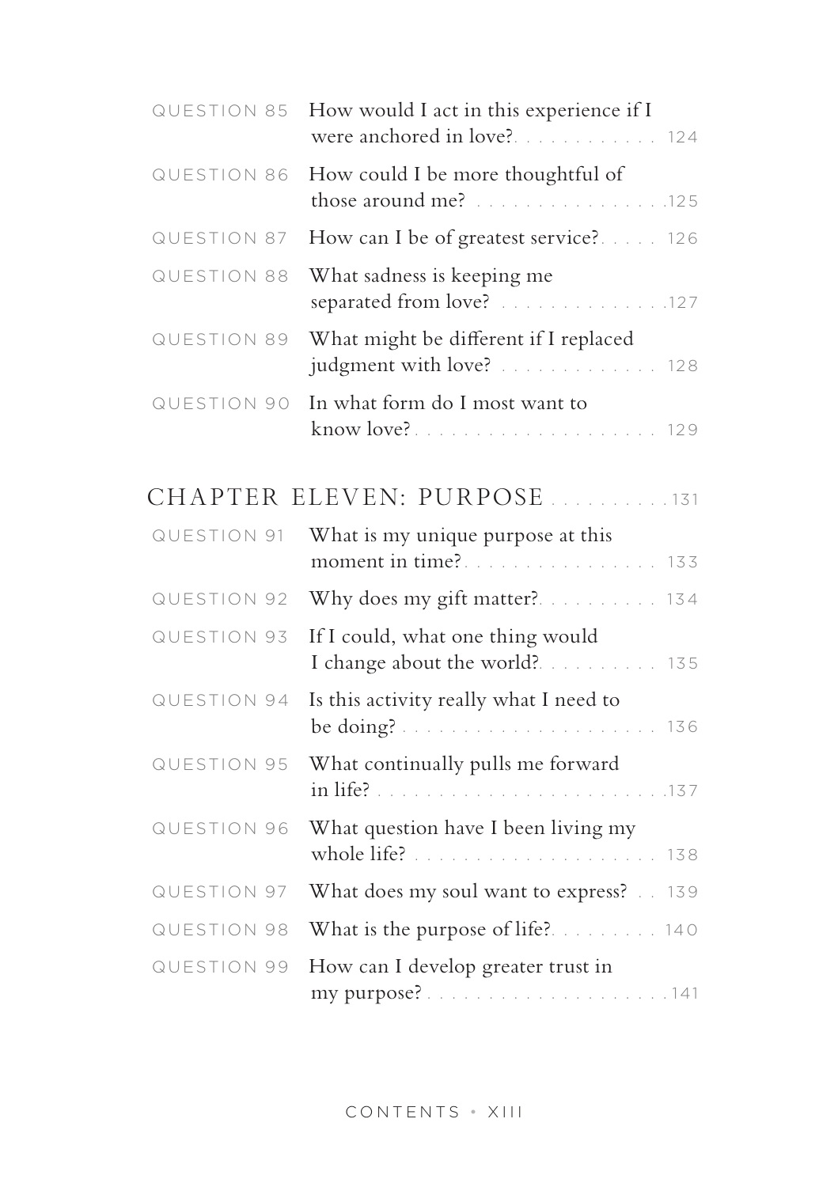QUESTION 85 How would I act in this experience if I were anchored in love? . . . . . . . . . . . . 124

QUESTION 86 How could I be more thoughtful of those around me? . . . . . . . . . . . . . . . . 125

QUESTION 87 How can I be of greatest service? . . . . . 126

QUESTION 88 What sadness is keeping me separated from love? . . . . . . . . . . . . . . 127

QUESTION 89 What might be different if I replaced judgment with love? . . . . . . . . . . . . . 128

QUESTION 90 In what form do I most want to know love? . . . . . . . . . . . . . . . . . . . . . 129

## CHAPTER ELEVEN: PURPOSE . . . . . . . . . . 131

QUESTION 91 What is my unique purpose at this moment in time? . . . . . . . . . . . . . . . . . 133

QUESTION 92 Why does my gift matter? . . . . . . . . . . 134

QUESTION 93 If I could, what one thing would I change about the world? . . . . . . . . . . 135

QUESTION 94 Is this activity really what I need to be doing? . . . . . . . . . . . . . . . . . . . . . . 136

QUESTION 95 What continually pulls me forward in life? . . . . . . . . . . . . . . . . . . . . . . . . . 137

QUESTION 96 What question have I been living my whole life? . . . . . . . . . . . . . . . . . . . . 138

QUESTION 97 What does my soul want to express? . . 139

QUESTION 98 What is the purpose of life? . . . . . . . . . 140

QUESTION 99 How can I develop greater trust in my purpose? . . . . . . . . . . . . . . . . . . . . . 141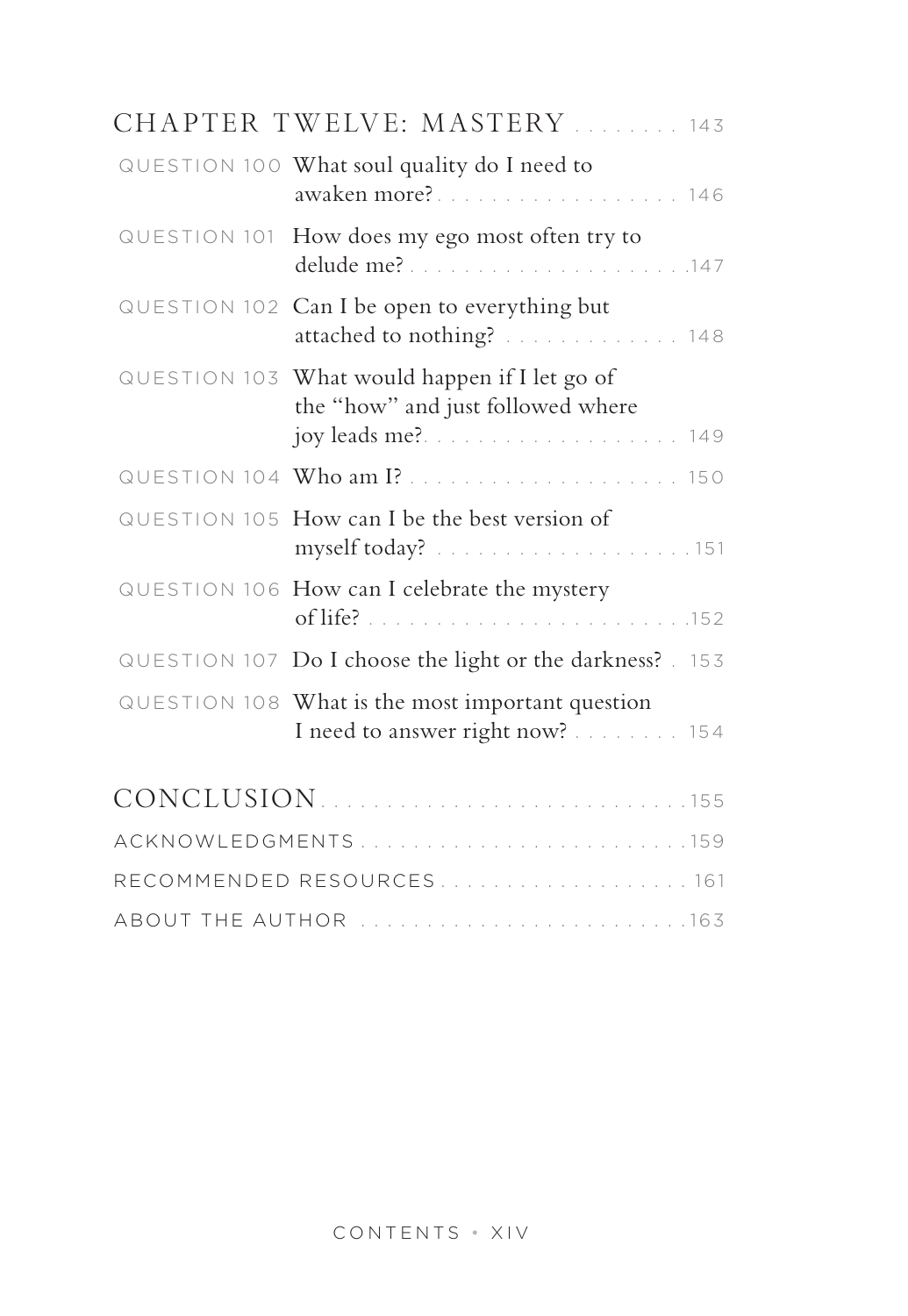## CHAPTER TWELVE: MASTERY ........ 143

QUESTION 100 What soul quality do I need to awaken more? ........ 146

QUESTION 101 How does my ego most often try to delude me? ........ 147

QUESTION 102 Can I be open to everything but attached to nothing? ........ 148

QUESTION 103 What would happen if I let go of the "how" and just followed where joy leads me? ........ 149

QUESTION 104 Who am I? ........ 150

QUESTION 105 How can I be the best version of myself today? ........ 151

QUESTION 106 How can I celebrate the mystery of life? ........ 152

QUESTION 107 Do I choose the light or the darkness? ........ 153

QUESTION 108 What is the most important question I need to answer right now? ........ 154

## CONCLUSION ........ 155

ACKNOWLEDGMENTS ........ 159

RECOMMENDED RESOURCES ........ 161

ABOUT THE AUTHOR ........ 163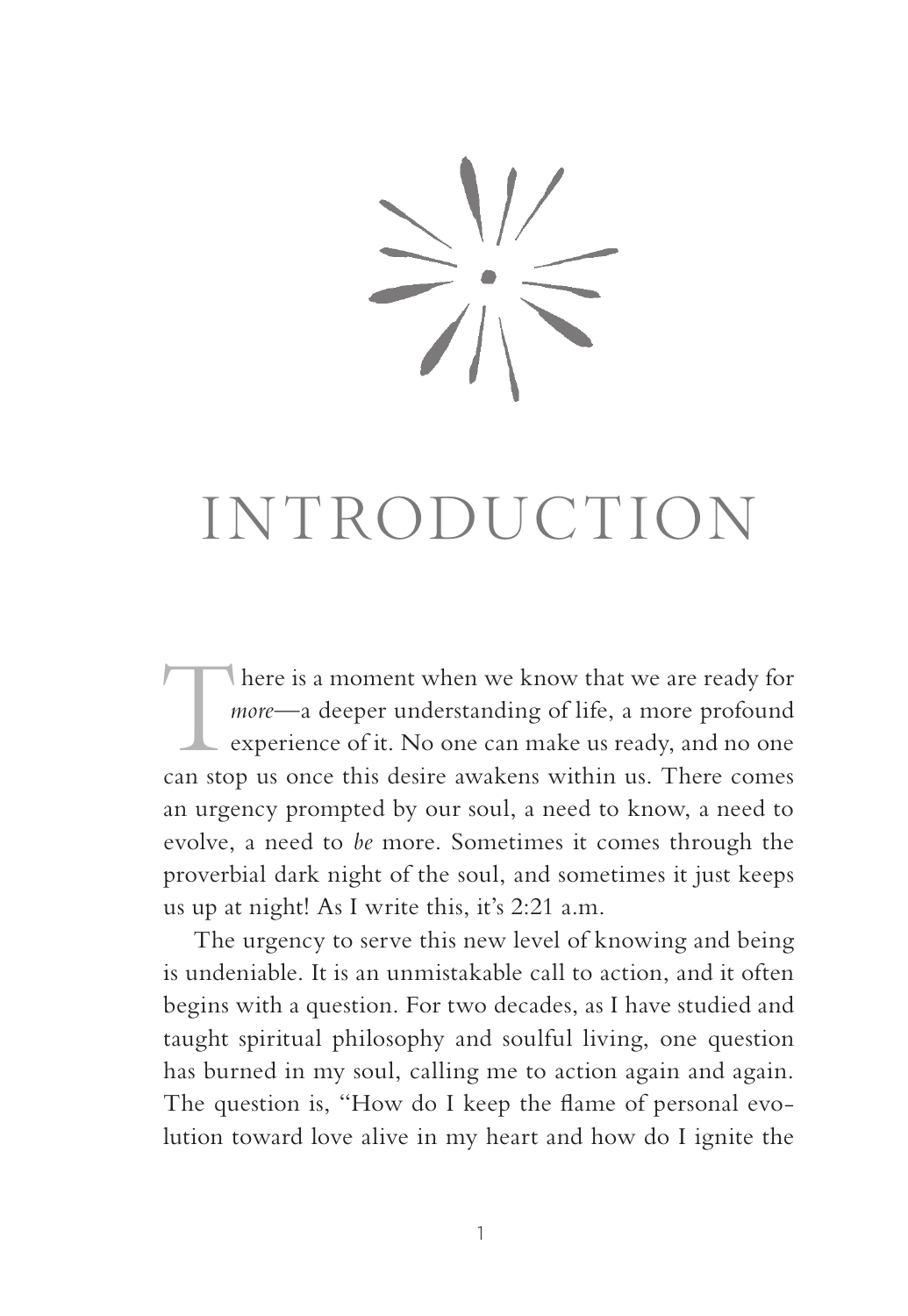# INTRODUCTION

There is a moment when we know that we are ready for *more*—a deeper understanding of life, a more profound experience of it. No one can make us ready, and no one can stop us once this desire awakens within us. There comes an urgency prompted by our soul, a need to know, a need to evolve, a need to *be* more. Sometimes it comes through the proverbial dark night of the soul, and sometimes it just keeps us up at night! As I write this, it's 2:21 a.m.

The urgency to serve this new level of knowing and being is undeniable. It is an unmistakable call to action, and it often begins with a question. For two decades, as I have studied and taught spiritual philosophy and soulful living, one question has burned in my soul, calling me to action again and again. The question is, "How do I keep the flame of personal evolution toward love alive in my heart and how do I ignite the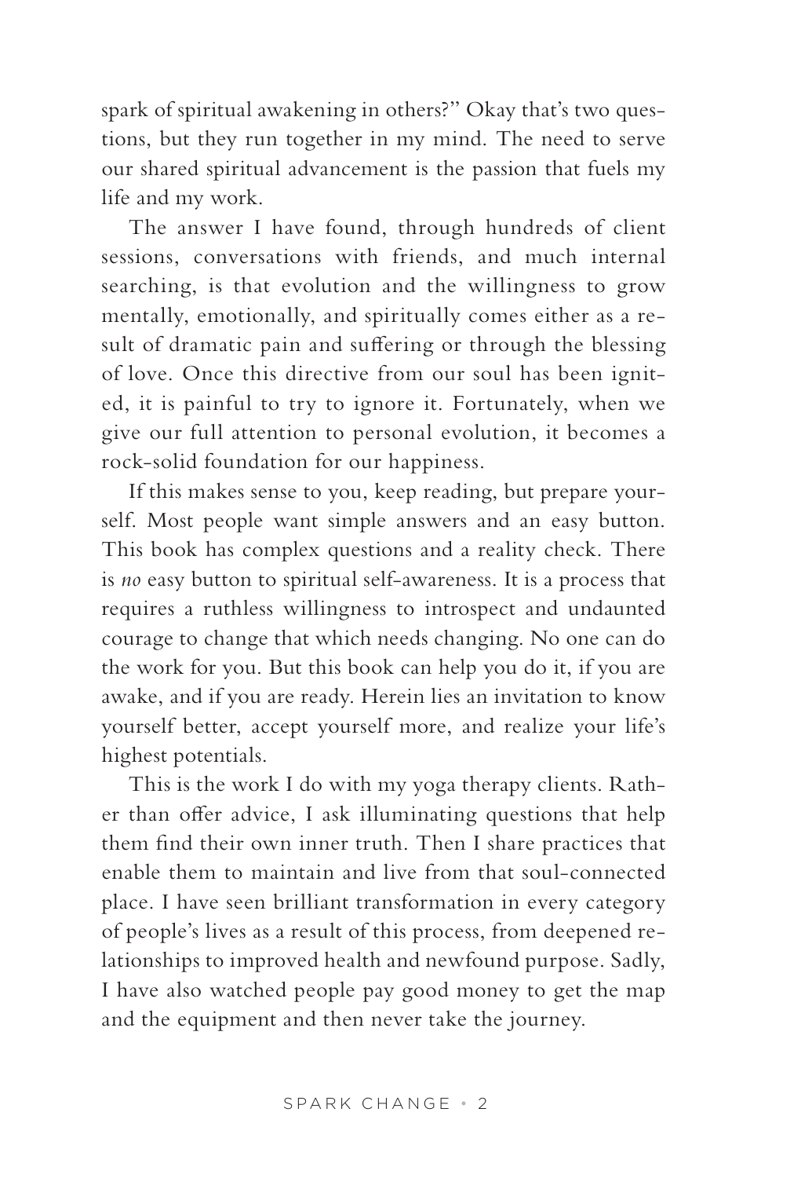spark of spiritual awakening in others?" Okay that's two questions, but they run together in my mind. The need to serve our shared spiritual advancement is the passion that fuels my life and my work.

The answer I have found, through hundreds of client sessions, conversations with friends, and much internal searching, is that evolution and the willingness to grow mentally, emotionally, and spiritually comes either as a result of dramatic pain and suffering or through the blessing of love. Once this directive from our soul has been ignited, it is painful to try to ignore it. Fortunately, when we give our full attention to personal evolution, it becomes a rock-solid foundation for our happiness.

If this makes sense to you, keep reading, but prepare yourself. Most people want simple answers and an easy button. This book has complex questions and a reality check. There is *no* easy button to spiritual self-awareness. It is a process that requires a ruthless willingness to introspect and undaunted courage to change that which needs changing. No one can do the work for you. But this book can help you do it, if you are awake, and if you are ready. Herein lies an invitation to know yourself better, accept yourself more, and realize your life's highest potentials.

This is the work I do with my yoga therapy clients. Rather than offer advice, I ask illuminating questions that help them find their own inner truth. Then I share practices that enable them to maintain and live from that soul-connected place. I have seen brilliant transformation in every category of people's lives as a result of this process, from deepened relationships to improved health and newfound purpose. Sadly, I have also watched people pay good money to get the map and the equipment and then never take the journey.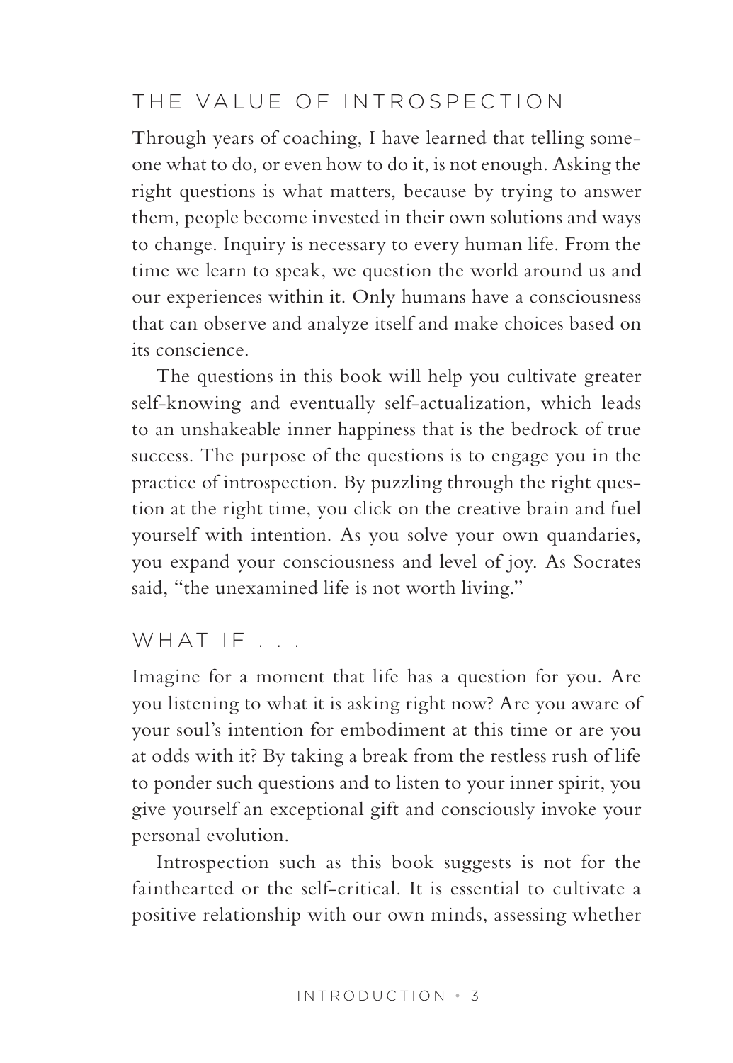## THE VALUE OF INTROSPECTION

Through years of coaching, I have learned that telling someone what to do, or even how to do it, is not enough. Asking the right questions is what matters, because by trying to answer them, people become invested in their own solutions and ways to change. Inquiry is necessary to every human life. From the time we learn to speak, we question the world around us and our experiences within it. Only humans have a consciousness that can observe and analyze itself and make choices based on its conscience.

The questions in this book will help you cultivate greater self-knowing and eventually self-actualization, which leads to an unshakeable inner happiness that is the bedrock of true success. The purpose of the questions is to engage you in the practice of introspection. By puzzling through the right question at the right time, you click on the creative brain and fuel yourself with intention. As you solve your own quandaries, you expand your consciousness and level of joy. As Socrates said, "the unexamined life is not worth living."

## WHAT IF . . .

Imagine for a moment that life has a question for you. Are you listening to what it is asking right now? Are you aware of your soul's intention for embodiment at this time or are you at odds with it? By taking a break from the restless rush of life to ponder such questions and to listen to your inner spirit, you give yourself an exceptional gift and consciously invoke your personal evolution.

Introspection such as this book suggests is not for the fainthearted or the self-critical. It is essential to cultivate a positive relationship with our own minds, assessing whether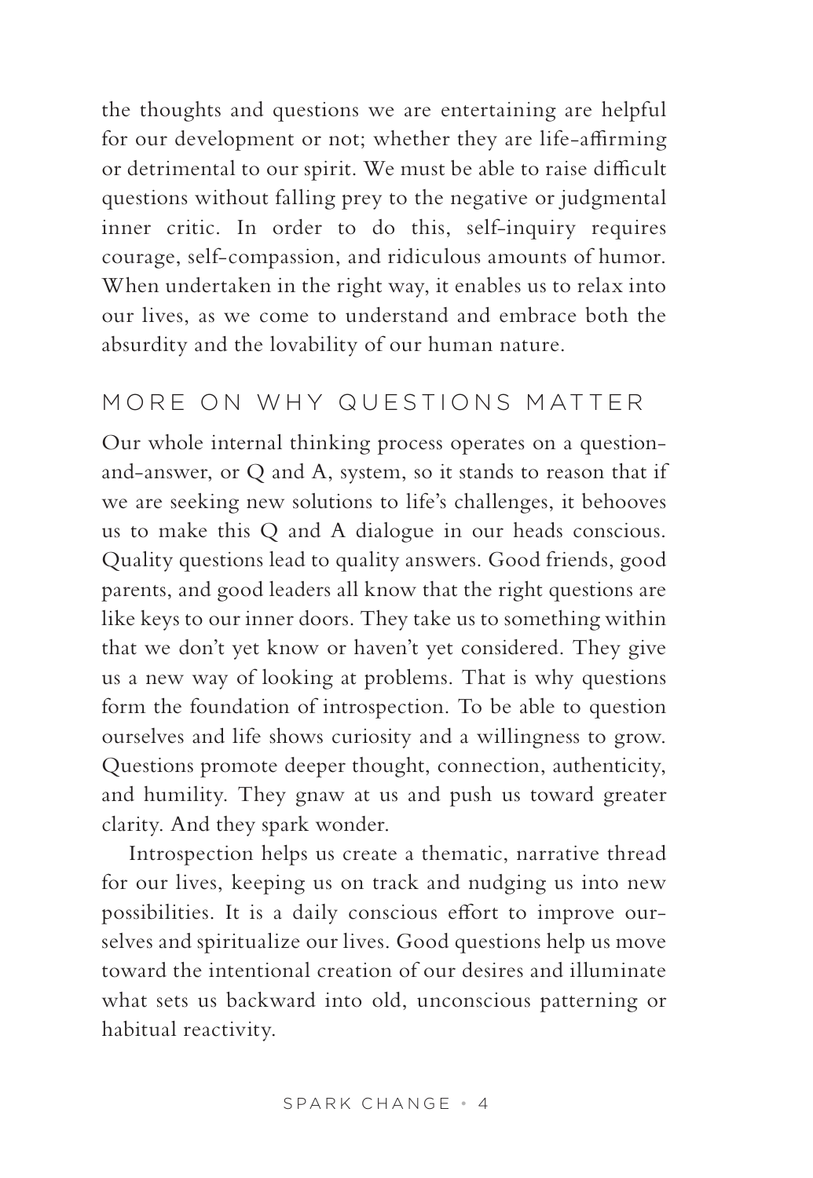the thoughts and questions we are entertaining are helpful for our development or not; whether they are life-affirming or detrimental to our spirit. We must be able to raise difficult questions without falling prey to the negative or judgmental inner critic. In order to do this, self-inquiry requires courage, self-compassion, and ridiculous amounts of humor. When undertaken in the right way, it enables us to relax into our lives, as we come to understand and embrace both the absurdity and the lovability of our human nature.

## MORE ON WHY QUESTIONS MATTER

Our whole internal thinking process operates on a question-and-answer, or Q and A, system, so it stands to reason that if we are seeking new solutions to life's challenges, it behooves us to make this Q and A dialogue in our heads conscious. Quality questions lead to quality answers. Good friends, good parents, and good leaders all know that the right questions are like keys to our inner doors. They take us to something within that we don't yet know or haven't yet considered. They give us a new way of looking at problems. That is why questions form the foundation of introspection. To be able to question ourselves and life shows curiosity and a willingness to grow. Questions promote deeper thought, connection, authenticity, and humility. They gnaw at us and push us toward greater clarity. And they spark wonder.

Introspection helps us create a thematic, narrative thread for our lives, keeping us on track and nudging us into new possibilities. It is a daily conscious effort to improve ourselves and spiritualize our lives. Good questions help us move toward the intentional creation of our desires and illuminate what sets us backward into old, unconscious patterning or habitual reactivity.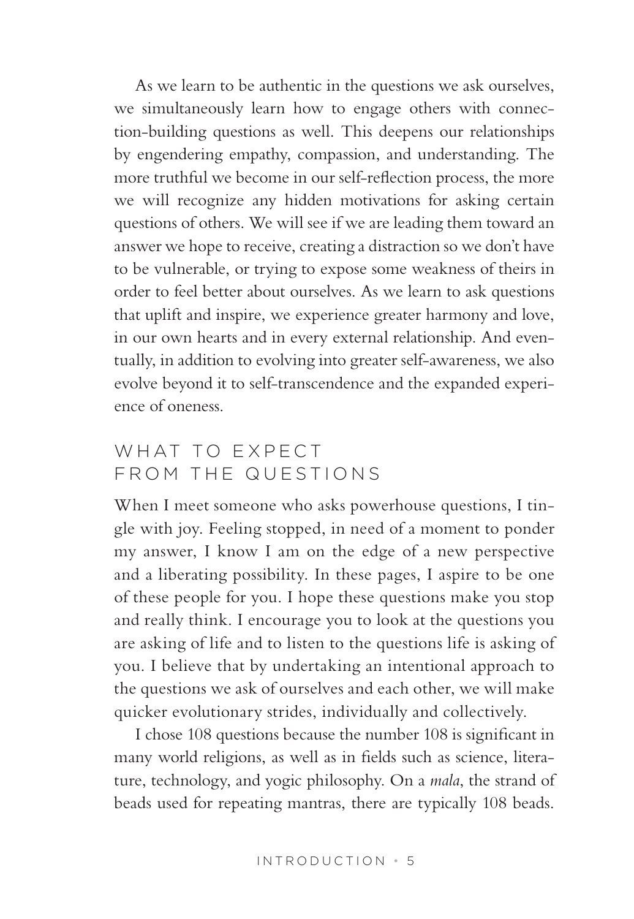As we learn to be authentic in the questions we ask ourselves, we simultaneously learn how to engage others with connection-building questions as well. This deepens our relationships by engendering empathy, compassion, and understanding. The more truthful we become in our self-reflection process, the more we will recognize any hidden motivations for asking certain questions of others. We will see if we are leading them toward an answer we hope to receive, creating a distraction so we don't have to be vulnerable, or trying to expose some weakness of theirs in order to feel better about ourselves. As we learn to ask questions that uplift and inspire, we experience greater harmony and love, in our own hearts and in every external relationship. And eventually, in addition to evolving into greater self-awareness, we also evolve beyond it to self-transcendence and the expanded experience of oneness.

## WHAT TO EXPECT FROM THE QUESTIONS

When I meet someone who asks powerhouse questions, I tingle with joy. Feeling stopped, in need of a moment to ponder my answer, I know I am on the edge of a new perspective and a liberating possibility. In these pages, I aspire to be one of these people for you. I hope these questions make you stop and really think. I encourage you to look at the questions you are asking of life and to listen to the questions life is asking of you. I believe that by undertaking an intentional approach to the questions we ask of ourselves and each other, we will make quicker evolutionary strides, individually and collectively.

I chose 108 questions because the number 108 is significant in many world religions, as well as in fields such as science, literature, technology, and yogic philosophy. On a *mala*, the strand of beads used for repeating mantras, there are typically 108 beads.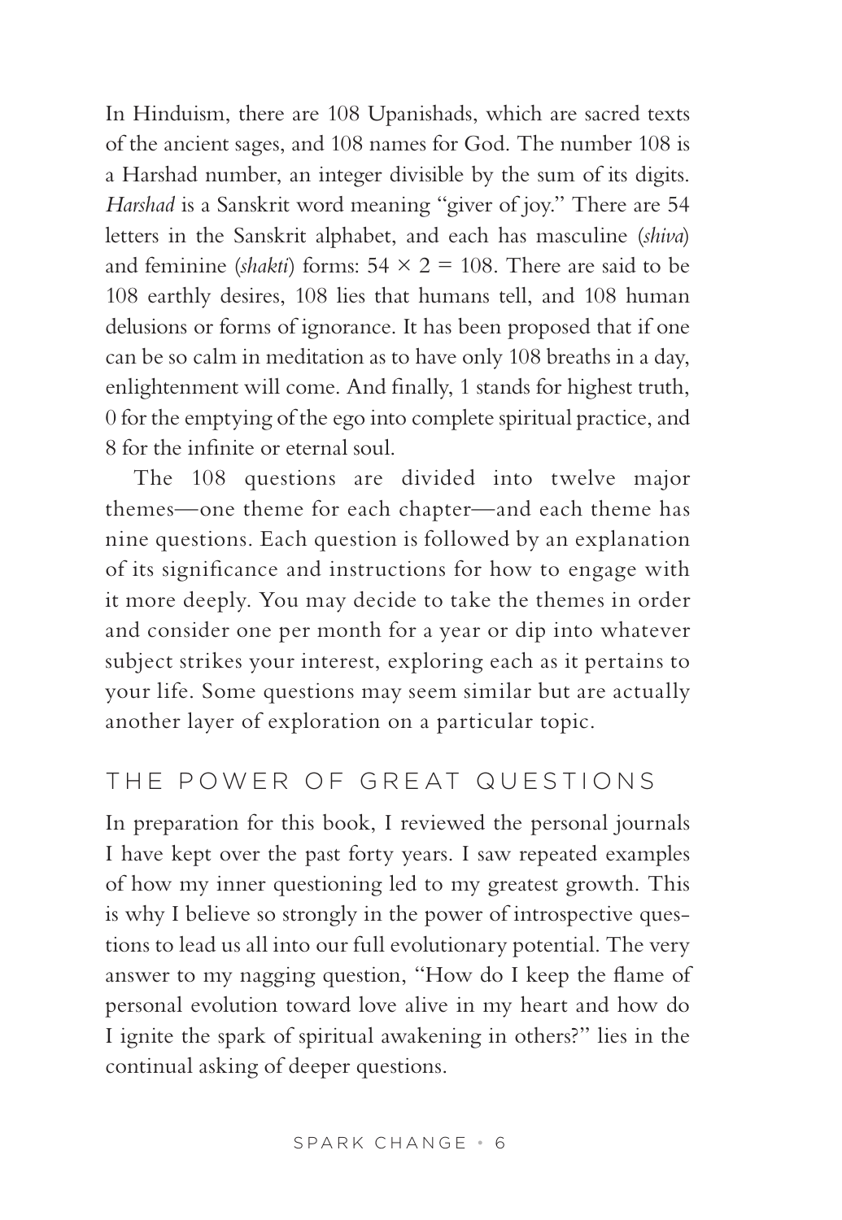In Hinduism, there are 108 Upanishads, which are sacred texts of the ancient sages, and 108 names for God. The number 108 is a Harshad number, an integer divisible by the sum of its digits. *Harshad* is a Sanskrit word meaning "giver of joy." There are 54 letters in the Sanskrit alphabet, and each has masculine (*shiva*) and feminine (*shakti*) forms: $54 \times 2 = 108$. There are said to be 108 earthly desires, 108 lies that humans tell, and 108 human delusions or forms of ignorance. It has been proposed that if one can be so calm in meditation as to have only 108 breaths in a day, enlightenment will come. And finally, 1 stands for highest truth, 0 for the emptying of the ego into complete spiritual practice, and 8 for the infinite or eternal soul.

The 108 questions are divided into twelve major themes—one theme for each chapter—and each theme has nine questions. Each question is followed by an explanation of its significance and instructions for how to engage with it more deeply. You may decide to take the themes in order and consider one per month for a year or dip into whatever subject strikes your interest, exploring each as it pertains to your life. Some questions may seem similar but are actually another layer of exploration on a particular topic.

## THE POWER OF GREAT QUESTIONS

In preparation for this book, I reviewed the personal journals I have kept over the past forty years. I saw repeated examples of how my inner questioning led to my greatest growth. This is why I believe so strongly in the power of introspective questions to lead us all into our full evolutionary potential. The very answer to my nagging question, "How do I keep the flame of personal evolution toward love alive in my heart and how do I ignite the spark of spiritual awakening in others?" lies in the continual asking of deeper questions.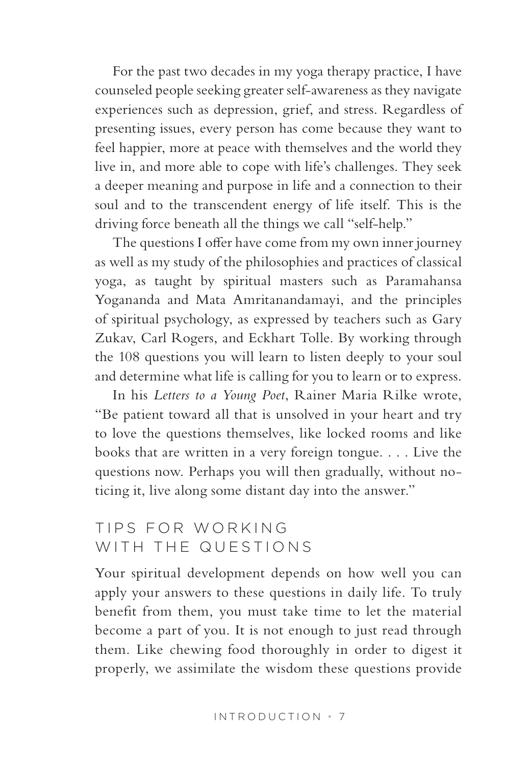For the past two decades in my yoga therapy practice, I have counseled people seeking greater self-awareness as they navigate experiences such as depression, grief, and stress. Regardless of presenting issues, every person has come because they want to feel happier, more at peace with themselves and the world they live in, and more able to cope with life's challenges. They seek a deeper meaning and purpose in life and a connection to their soul and to the transcendent energy of life itself. This is the driving force beneath all the things we call "self-help."

The questions I offer have come from my own inner journey as well as my study of the philosophies and practices of classical yoga, as taught by spiritual masters such as Paramahansa Yogananda and Mata Amritanandamayi, and the principles of spiritual psychology, as expressed by teachers such as Gary Zukav, Carl Rogers, and Eckhart Tolle. By working through the 108 questions you will learn to listen deeply to your soul and determine what life is calling for you to learn or to express.

In his *Letters to a Young Poet*, Rainer Maria Rilke wrote, "Be patient toward all that is unsolved in your heart and try to love the questions themselves, like locked rooms and like books that are written in a very foreign tongue. . . . Live the questions now. Perhaps you will then gradually, without noticing it, live along some distant day into the answer."

## TIPS FOR WORKING WITH THE QUESTIONS

Your spiritual development depends on how well you can apply your answers to these questions in daily life. To truly benefit from them, you must take time to let the material become a part of you. It is not enough to just read through them. Like chewing food thoroughly in order to digest it properly, we assimilate the wisdom these questions provide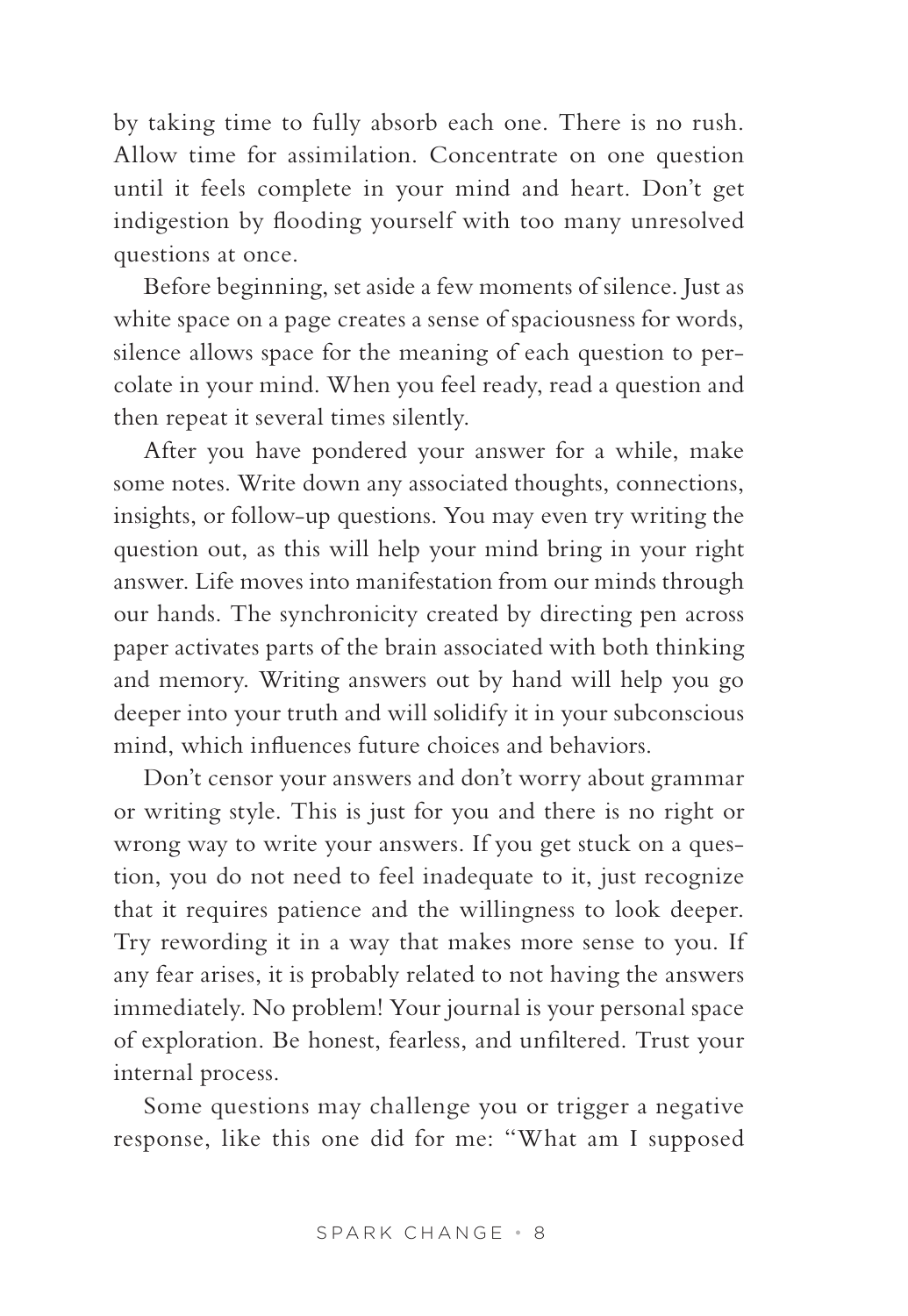by taking time to fully absorb each one. There is no rush. Allow time for assimilation. Concentrate on one question until it feels complete in your mind and heart. Don't get indigestion by flooding yourself with too many unresolved questions at once.

Before beginning, set aside a few moments of silence. Just as white space on a page creates a sense of spaciousness for words, silence allows space for the meaning of each question to percolate in your mind. When you feel ready, read a question and then repeat it several times silently.

After you have pondered your answer for a while, make some notes. Write down any associated thoughts, connections, insights, or follow-up questions. You may even try writing the question out, as this will help your mind bring in your right answer. Life moves into manifestation from our minds through our hands. The synchronicity created by directing pen across paper activates parts of the brain associated with both thinking and memory. Writing answers out by hand will help you go deeper into your truth and will solidify it in your subconscious mind, which influences future choices and behaviors.

Don't censor your answers and don't worry about grammar or writing style. This is just for you and there is no right or wrong way to write your answers. If you get stuck on a question, you do not need to feel inadequate to it, just recognize that it requires patience and the willingness to look deeper. Try rewording it in a way that makes more sense to you. If any fear arises, it is probably related to not having the answers immediately. No problem! Your journal is your personal space of exploration. Be honest, fearless, and unfiltered. Trust your internal process.

Some questions may challenge you or trigger a negative response, like this one did for me: "What am I supposed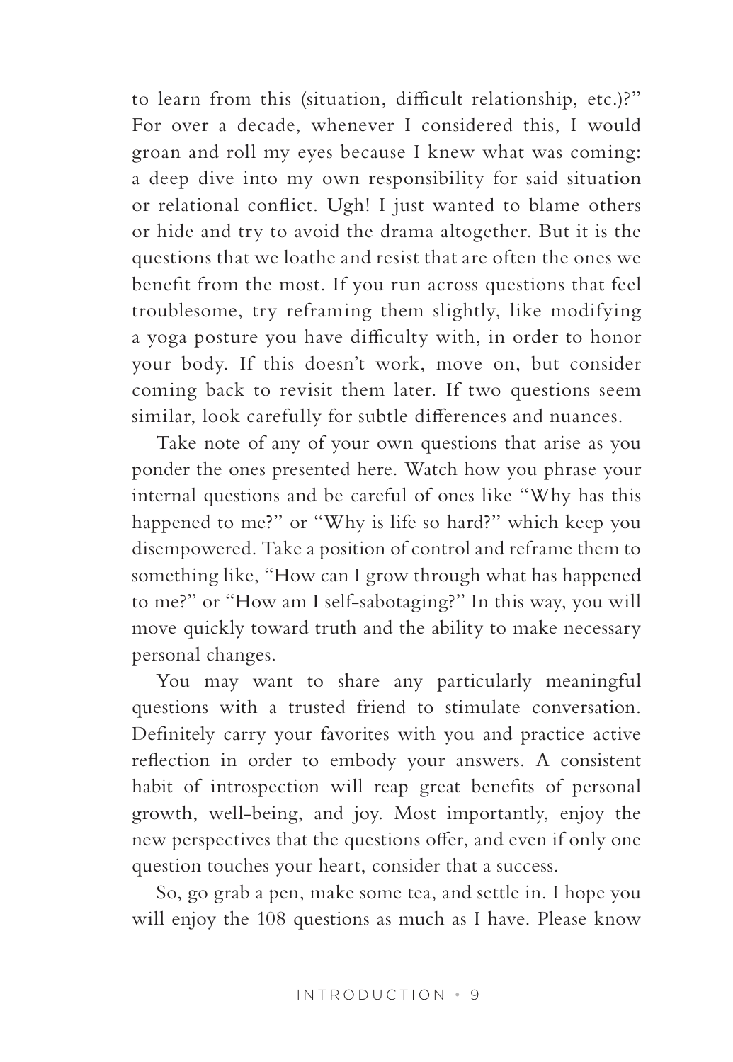to learn from this (situation, difficult relationship, etc.)?" For over a decade, whenever I considered this, I would groan and roll my eyes because I knew what was coming: a deep dive into my own responsibility for said situation or relational conflict. Ugh! I just wanted to blame others or hide and try to avoid the drama altogether. But it is the questions that we loathe and resist that are often the ones we benefit from the most. If you run across questions that feel troublesome, try reframing them slightly, like modifying a yoga posture you have difficulty with, in order to honor your body. If this doesn't work, move on, but consider coming back to revisit them later. If two questions seem similar, look carefully for subtle differences and nuances.

Take note of any of your own questions that arise as you ponder the ones presented here. Watch how you phrase your internal questions and be careful of ones like "Why has this happened to me?" or "Why is life so hard?" which keep you disempowered. Take a position of control and reframe them to something like, "How can I grow through what has happened to me?" or "How am I self-sabotaging?" In this way, you will move quickly toward truth and the ability to make necessary personal changes.

You may want to share any particularly meaningful questions with a trusted friend to stimulate conversation. Definitely carry your favorites with you and practice active reflection in order to embody your answers. A consistent habit of introspection will reap great benefits of personal growth, well-being, and joy. Most importantly, enjoy the new perspectives that the questions offer, and even if only one question touches your heart, consider that a success.

So, go grab a pen, make some tea, and settle in. I hope you will enjoy the 108 questions as much as I have. Please know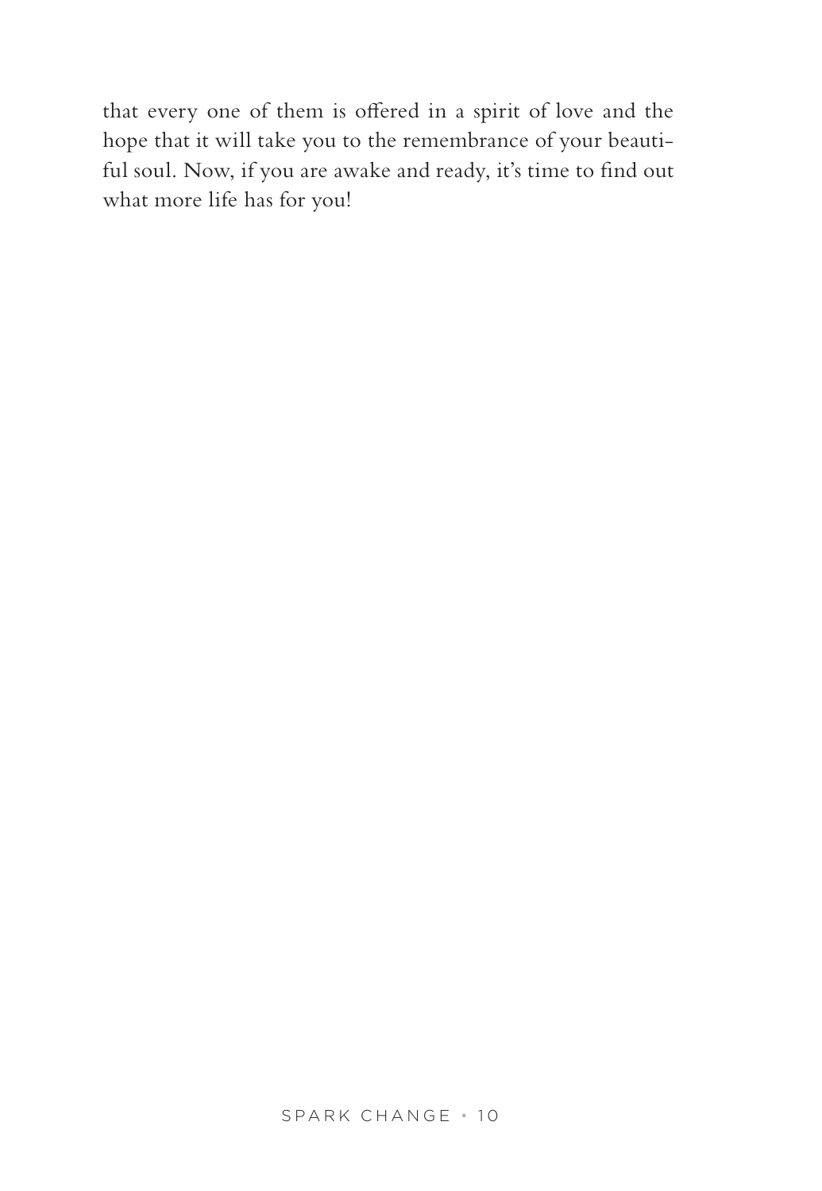that every one of them is offered in a spirit of love and the hope that it will take you to the remembrance of your beautiful soul. Now, if you are awake and ready, it's time to find out what more life has for you!